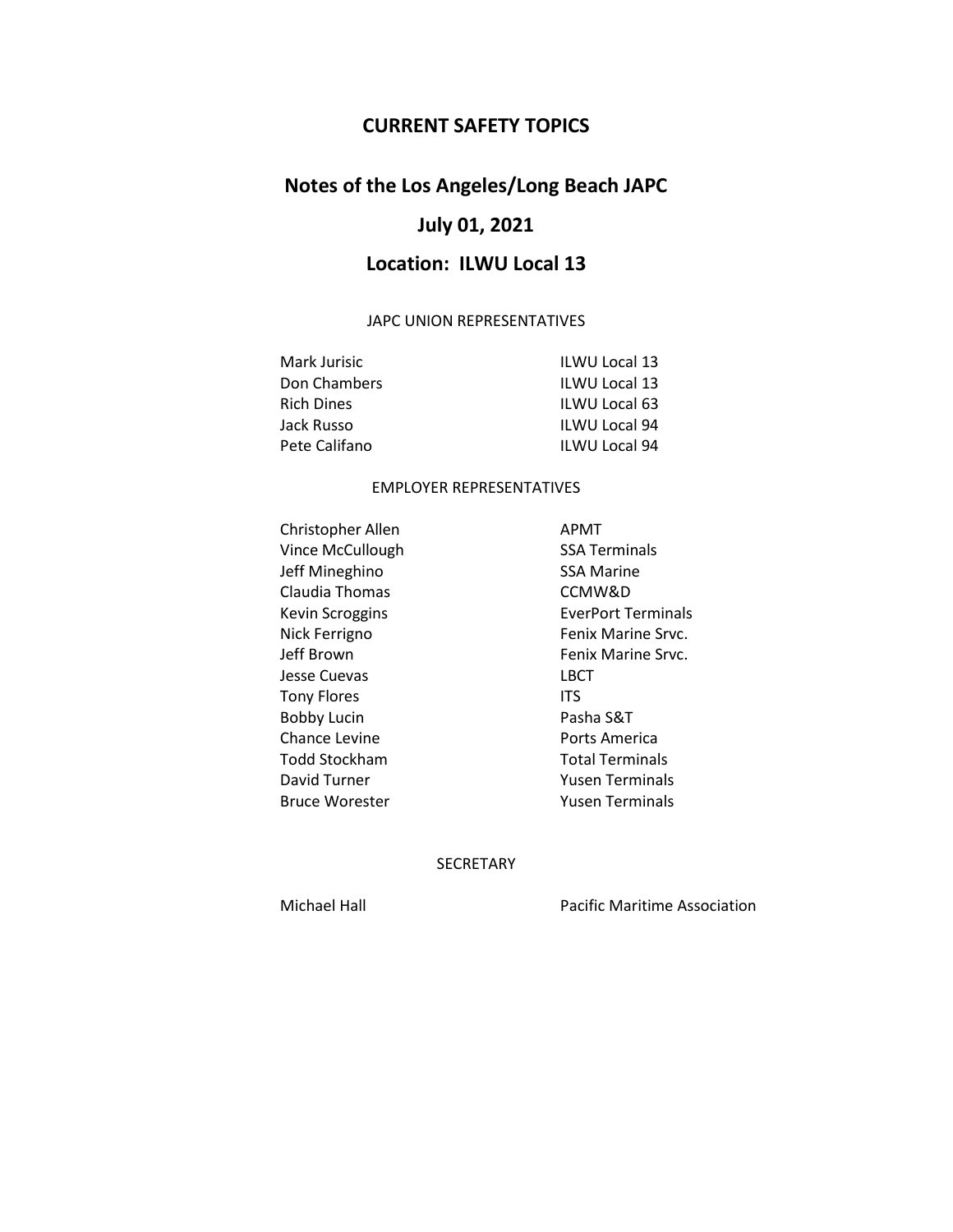# CURRENT SAFETY TOPICS

## Notes of the Los Angeles/Long Beach JAPC

## July 01, 2021

## Location: ILWU Local 13

JAPC UNION REPRESENTATIVES

| | |
|---|---|
| Mark Jurisic | ILWU Local 13 |
| Don Chambers | ILWU Local 13 |
| Rich Dines | ILWU Local 63 |
| Jack Russo | ILWU Local 94 |
| Pete Califano | ILWU Local 94 |

EMPLOYER REPRESENTATIVES

| | |
|---|---|
| Christopher Allen | APMT |
| Vince McCullough | SSA Terminals |
| Jeff Mineghino | SSA Marine |
| Claudia Thomas | CCMW&D |
| Kevin Scroggins | EverPort Terminals |
| Nick Ferrigno | Fenix Marine Srvc. |
| Jeff Brown | Fenix Marine Srvc. |
| Jesse Cuevas | LBCT |
| Tony Flores | ITS |
| Bobby Lucin | Pasha S&T |
| Chance Levine | Ports America |
| Todd Stockham | Total Terminals |
| David Turner | Yusen Terminals |
| Bruce Worester | Yusen Terminals |

SECRETARY

| | |
|---|---|
| Michael Hall | Pacific Maritime Association |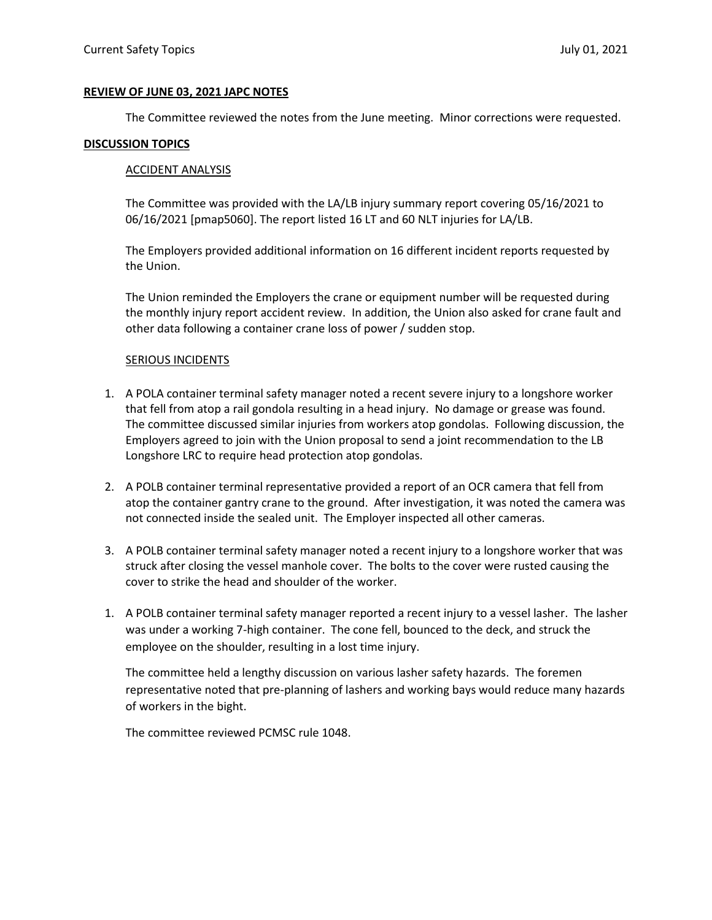**REVIEW OF JUNE 03, 2021 JAPC NOTES**

The Committee reviewed the notes from the June meeting. Minor corrections were requested.

**DISCUSSION TOPICS**

ACCIDENT ANALYSIS

The Committee was provided with the LA/LB injury summary report covering 05/16/2021 to 06/16/2021 [pmap5060]. The report listed 16 LT and 60 NLT injuries for LA/LB.

The Employers provided additional information on 16 different incident reports requested by the Union.

The Union reminded the Employers the crane or equipment number will be requested during the monthly injury report accident review. In addition, the Union also asked for crane fault and other data following a container crane loss of power / sudden stop.

SERIOUS INCIDENTS

1. A POLA container terminal safety manager noted a recent severe injury to a longshore worker that fell from atop a rail gondola resulting in a head injury. No damage or grease was found. The committee discussed similar injuries from workers atop gondolas. Following discussion, the Employers agreed to join with the Union proposal to send a joint recommendation to the LB Longshore LRC to require head protection atop gondolas.

2. A POLB container terminal representative provided a report of an OCR camera that fell from atop the container gantry crane to the ground. After investigation, it was noted the camera was not connected inside the sealed unit. The Employer inspected all other cameras.

3. A POLB container terminal safety manager noted a recent injury to a longshore worker that was struck after closing the vessel manhole cover. The bolts to the cover were rusted causing the cover to strike the head and shoulder of the worker.

1. A POLB container terminal safety manager reported a recent injury to a vessel lasher. The lasher was under a working 7-high container. The cone fell, bounced to the deck, and struck the employee on the shoulder, resulting in a lost time injury.

   The committee held a lengthy discussion on various lasher safety hazards. The foremen representative noted that pre-planning of lashers and working bays would reduce many hazards of workers in the bight.

   The committee reviewed PCMSC rule 1048.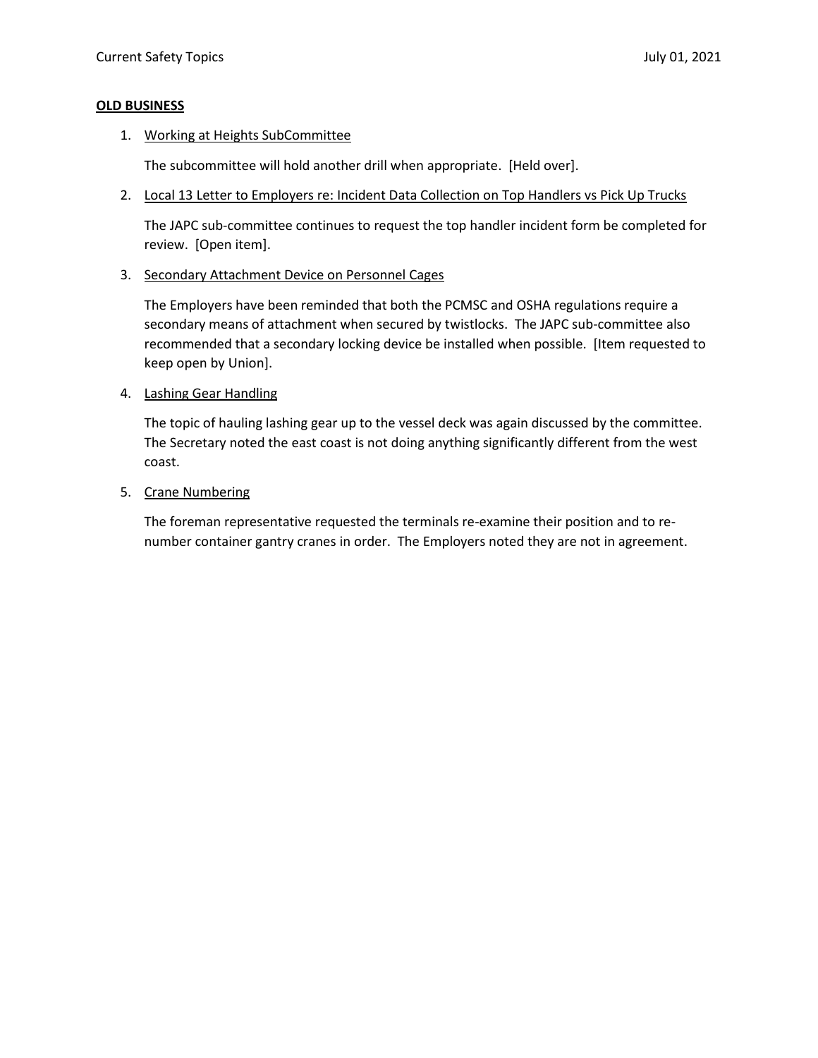**OLD BUSINESS**

1. Working at Heights SubCommittee

   The subcommittee will hold another drill when appropriate. [Held over].

2. Local 13 Letter to Employers re: Incident Data Collection on Top Handlers vs Pick Up Trucks

   The JAPC sub-committee continues to request the top handler incident form be completed for review. [Open item].

3. Secondary Attachment Device on Personnel Cages

   The Employers have been reminded that both the PCMSC and OSHA regulations require a secondary means of attachment when secured by twistlocks. The JAPC sub-committee also recommended that a secondary locking device be installed when possible. [Item requested to keep open by Union].

4. Lashing Gear Handling

   The topic of hauling lashing gear up to the vessel deck was again discussed by the committee. The Secretary noted the east coast is not doing anything significantly different from the west coast.

5. Crane Numbering

   The foreman representative requested the terminals re-examine their position and to re-number container gantry cranes in order. The Employers noted they are not in agreement.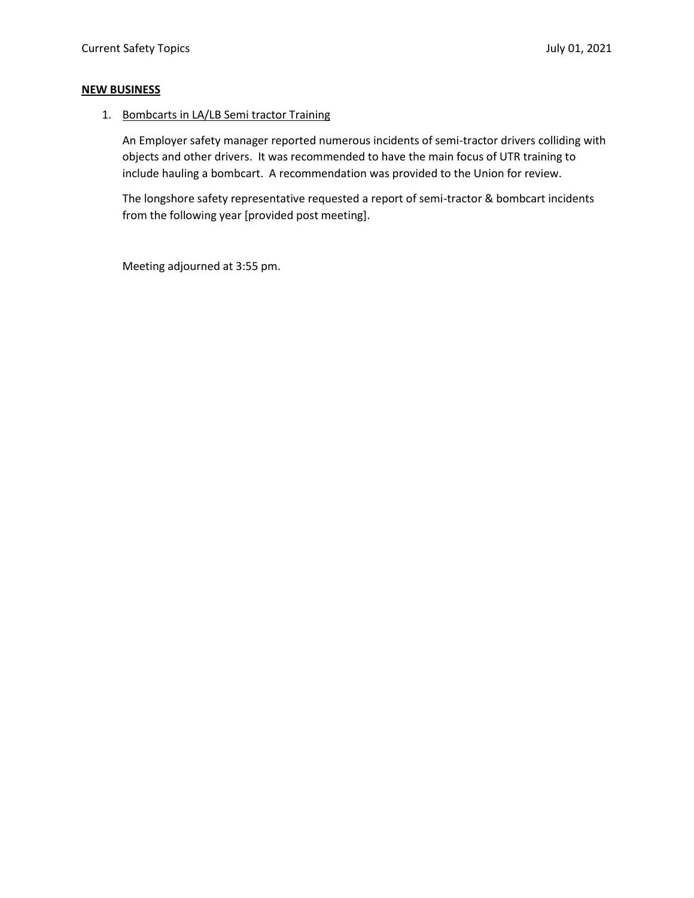**NEW BUSINESS**

1. Bombcarts in LA/LB Semi tractor Training

   An Employer safety manager reported numerous incidents of semi-tractor drivers colliding with objects and other drivers. It was recommended to have the main focus of UTR training to include hauling a bombcart. A recommendation was provided to the Union for review.

   The longshore safety representative requested a report of semi-tractor & bombcart incidents from the following year [provided post meeting].

   Meeting adjourned at 3:55 pm.